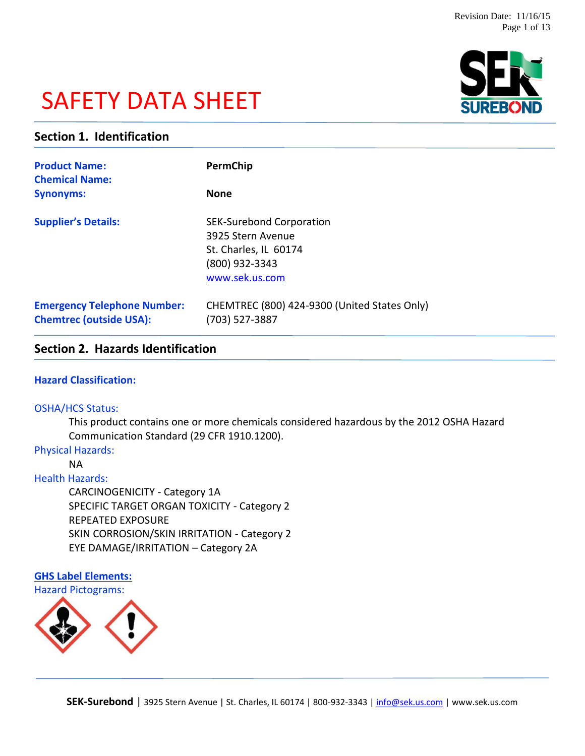# SAFETY DATA SHEET

## Section 1. Identification

**Product Name:** PermChip

**Chemical Name:**

**Synonyms:** None

**Supplier's Details:**
SEK-Surebond Corporation
3925 Stern Avenue
St. Charles, IL 60174
(800) 932-3343
www.sek.us.com

**Emergency Telephone Number:** CHEMTREC (800) 424-9300 (United States Only)

**Chemtrec (outside USA):** (703) 527-3887

## Section 2. Hazards Identification

### Hazard Classification:

OSHA/HCS Status:

This product contains one or more chemicals considered hazardous by the 2012 OSHA Hazard Communication Standard (29 CFR 1910.1200).

Physical Hazards:

NA

Health Hazards:

CARCINOGENICITY - Category 1A
SPECIFIC TARGET ORGAN TOXICITY - Category 2
REPEATED EXPOSURE
SKIN CORROSION/SKIN IRRITATION - Category 2
EYE DAMAGE/IRRITATION – Category 2A

### GHS Label Elements:

Hazard Pictograms: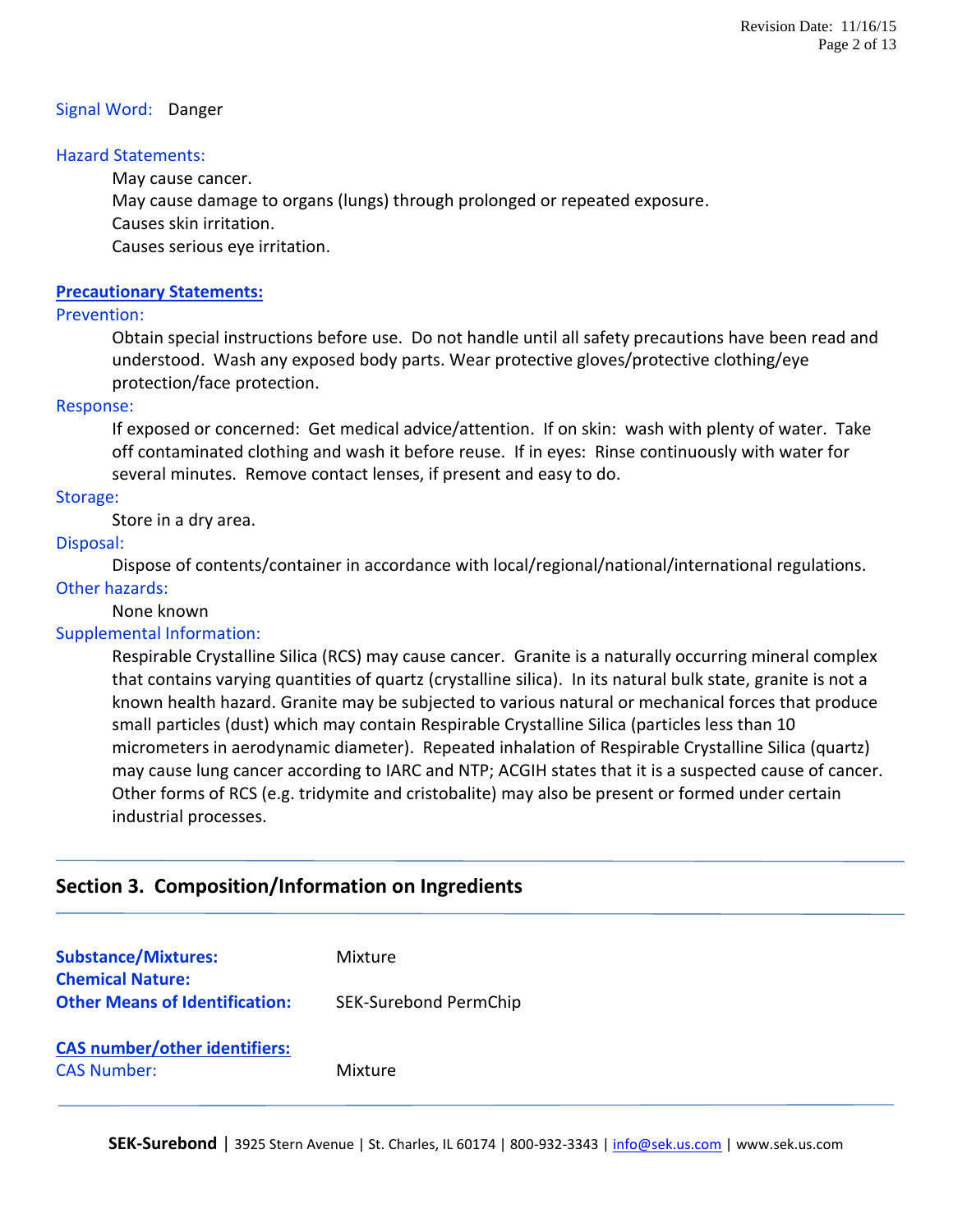**Signal Word:** Danger

**Hazard Statements:**

May cause cancer.
May cause damage to organs (lungs) through prolonged or repeated exposure.
Causes skin irritation.
Causes serious eye irritation.

**Precautionary Statements:**

**Prevention:**

Obtain special instructions before use. Do not handle until all safety precautions have been read and understood. Wash any exposed body parts. Wear protective gloves/protective clothing/eye protection/face protection.

**Response:**

If exposed or concerned: Get medical advice/attention. If on skin: wash with plenty of water. Take off contaminated clothing and wash it before reuse. If in eyes: Rinse continuously with water for several minutes. Remove contact lenses, if present and easy to do.

**Storage:**

Store in a dry area.

**Disposal:**

Dispose of contents/container in accordance with local/regional/national/international regulations.

**Other hazards:**

None known

**Supplemental Information:**

Respirable Crystalline Silica (RCS) may cause cancer. Granite is a naturally occurring mineral complex that contains varying quantities of quartz (crystalline silica). In its natural bulk state, granite is not a known health hazard. Granite may be subjected to various natural or mechanical forces that produce small particles (dust) which may contain Respirable Crystalline Silica (particles less than 10 micrometers in aerodynamic diameter). Repeated inhalation of Respirable Crystalline Silica (quartz) may cause lung cancer according to IARC and NTP; ACGIH states that it is a suspected cause of cancer. Other forms of RCS (e.g. tridymite and cristobalite) may also be present or formed under certain industrial processes.

## Section 3. Composition/Information on Ingredients

**Substance/Mixtures:** Mixture
**Chemical Nature:**
**Other Means of Identification:** SEK-Surebond PermChip

**CAS number/other identifiers:**
**CAS Number:** Mixture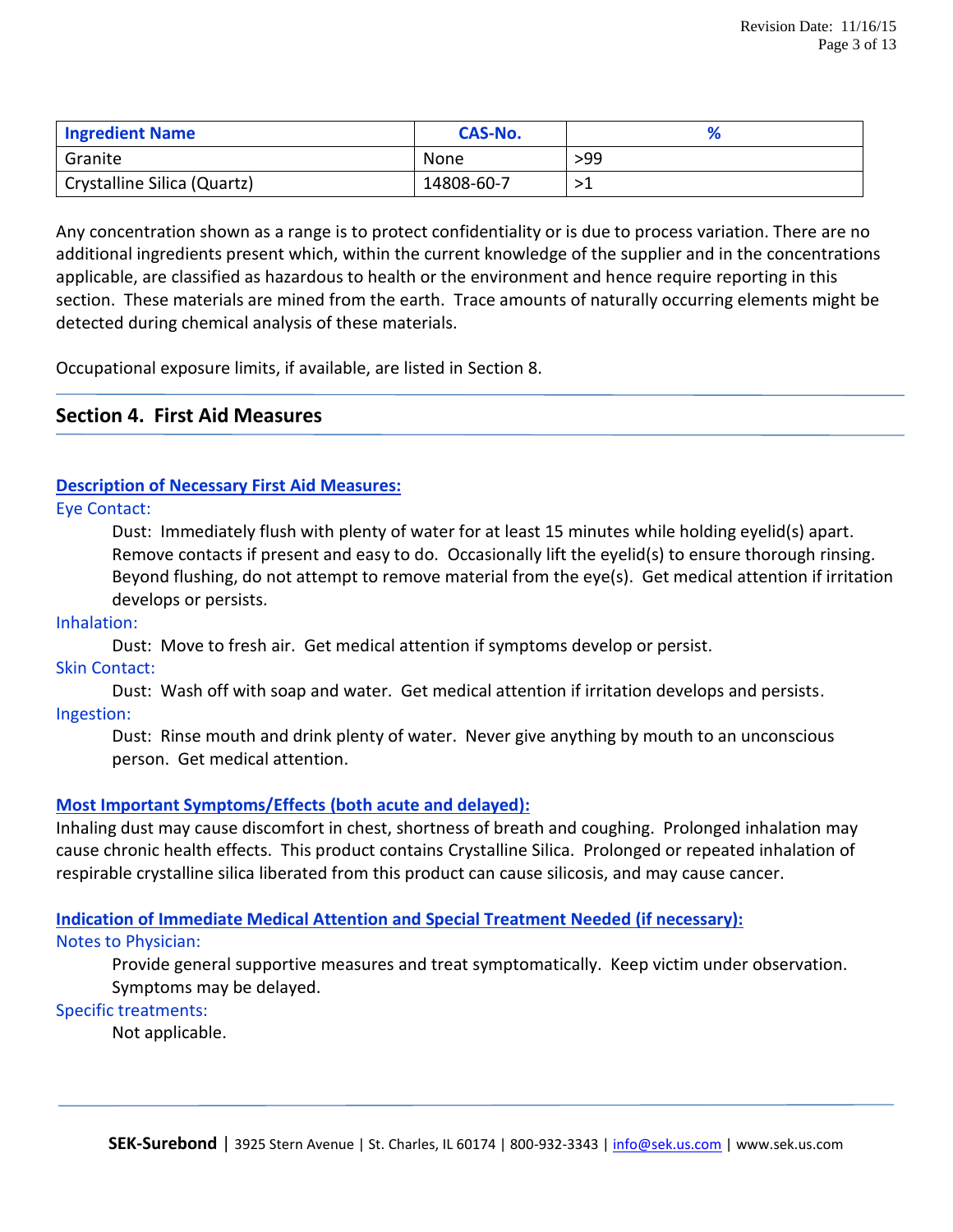| Ingredient Name | CAS-No. | % |
|---|---|---|
| Granite | None | >99 |
| Crystalline Silica (Quartz) | 14808-60-7 | >1 |

Any concentration shown as a range is to protect confidentiality or is due to process variation. There are no additional ingredients present which, within the current knowledge of the supplier and in the concentrations applicable, are classified as hazardous to health or the environment and hence require reporting in this section. These materials are mined from the earth. Trace amounts of naturally occurring elements might be detected during chemical analysis of these materials.

Occupational exposure limits, if available, are listed in Section 8.

## Section 4. First Aid Measures

**Description of Necessary First Aid Measures:**

Eye Contact:

Dust: Immediately flush with plenty of water for at least 15 minutes while holding eyelid(s) apart. Remove contacts if present and easy to do. Occasionally lift the eyelid(s) to ensure thorough rinsing. Beyond flushing, do not attempt to remove material from the eye(s). Get medical attention if irritation develops or persists.

Inhalation:

Dust: Move to fresh air. Get medical attention if symptoms develop or persist.

Skin Contact:

Dust: Wash off with soap and water. Get medical attention if irritation develops and persists.

Ingestion:

Dust: Rinse mouth and drink plenty of water. Never give anything by mouth to an unconscious person. Get medical attention.

**Most Important Symptoms/Effects (both acute and delayed):**

Inhaling dust may cause discomfort in chest, shortness of breath and coughing. Prolonged inhalation may cause chronic health effects. This product contains Crystalline Silica. Prolonged or repeated inhalation of respirable crystalline silica liberated from this product can cause silicosis, and may cause cancer.

**Indication of Immediate Medical Attention and Special Treatment Needed (if necessary):**

Notes to Physician:

Provide general supportive measures and treat symptomatically. Keep victim under observation. Symptoms may be delayed.

Specific treatments:

Not applicable.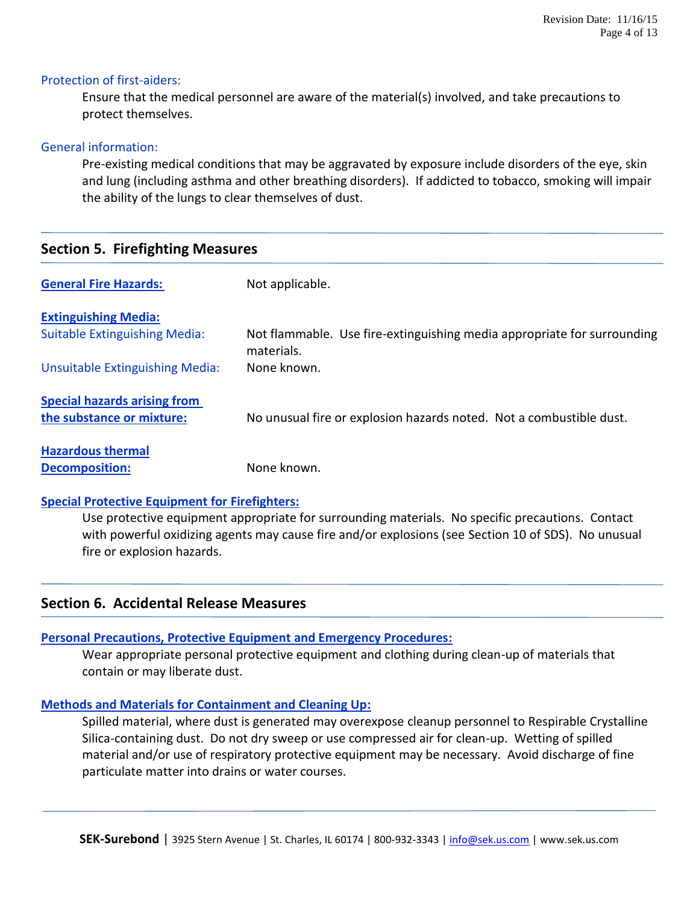Protection of first-aiders:

Ensure that the medical personnel are aware of the material(s) involved, and take precautions to protect themselves.

General information:

Pre-existing medical conditions that may be aggravated by exposure include disorders of the eye, skin and lung (including asthma and other breathing disorders). If addicted to tobacco, smoking will impair the ability of the lungs to clear themselves of dust.

## Section 5. Firefighting Measures

**General Fire Hazards:** Not applicable.

**Extinguishing Media:**

Suitable Extinguishing Media: Not flammable. Use fire-extinguishing media appropriate for surrounding materials.

Unsuitable Extinguishing Media: None known.

**Special hazards arising from the substance or mixture:** No unusual fire or explosion hazards noted. Not a combustible dust.

**Hazardous thermal Decomposition:** None known.

**Special Protective Equipment for Firefighters:**

Use protective equipment appropriate for surrounding materials. No specific precautions. Contact with powerful oxidizing agents may cause fire and/or explosions (see Section 10 of SDS). No unusual fire or explosion hazards.

## Section 6. Accidental Release Measures

**Personal Precautions, Protective Equipment and Emergency Procedures:**

Wear appropriate personal protective equipment and clothing during clean-up of materials that contain or may liberate dust.

**Methods and Materials for Containment and Cleaning Up:**

Spilled material, where dust is generated may overexpose cleanup personnel to Respirable Crystalline Silica-containing dust. Do not dry sweep or use compressed air for clean-up. Wetting of spilled material and/or use of respiratory protective equipment may be necessary. Avoid discharge of fine particulate matter into drains or water courses.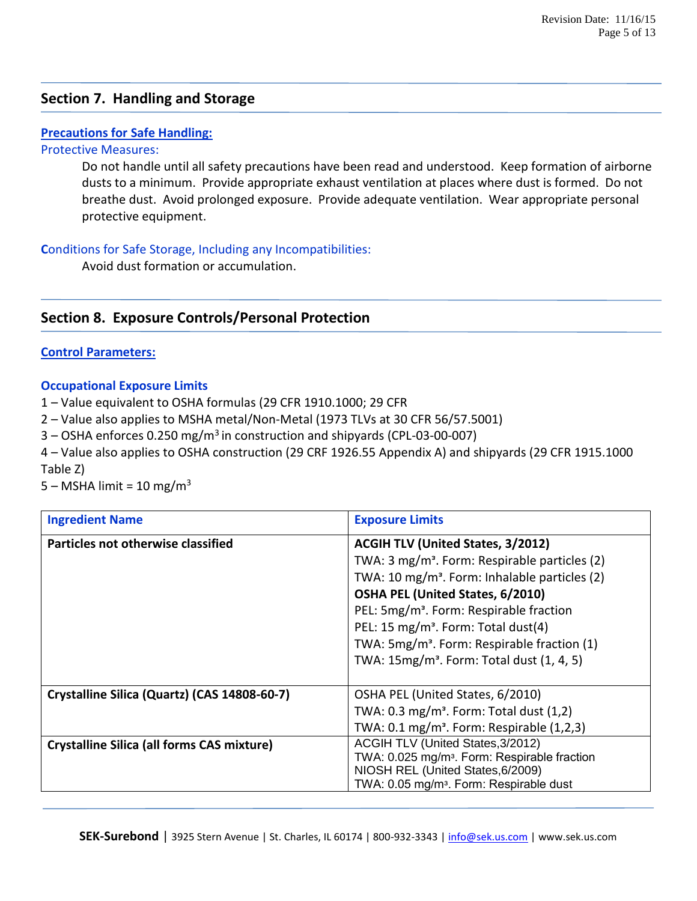## Section 7. Handling and Storage

**Precautions for Safe Handling:**

Protective Measures:

Do not handle until all safety precautions have been read and understood. Keep formation of airborne dusts to a minimum. Provide appropriate exhaust ventilation at places where dust is formed. Do not breathe dust. Avoid prolonged exposure. Provide adequate ventilation. Wear appropriate personal protective equipment.

Conditions for Safe Storage, Including any Incompatibilities:

Avoid dust formation or accumulation.

## Section 8. Exposure Controls/Personal Protection

**Control Parameters:**

**Occupational Exposure Limits**

1 – Value equivalent to OSHA formulas (29 CFR 1910.1000; 29 CFR

2 – Value also applies to MSHA metal/Non-Metal (1973 TLVs at 30 CFR 56/57.5001)

3 – OSHA enforces 0.250 mg/m$^3$ in construction and shipyards (CPL-03-00-007)

4 – Value also applies to OSHA construction (29 CRF 1926.55 Appendix A) and shipyards (29 CFR 1915.1000 Table Z)

5 – MSHA limit = 10 mg/m$^3$

| Ingredient Name | Exposure Limits |
|---|---|
| **Particles not otherwise classified** | **ACGIH TLV (United States, 3/2012)**<br>TWA: 3 mg/m³. Form: Respirable particles (2)<br>TWA: 10 mg/m³. Form: Inhalable particles (2)<br>**OSHA PEL (United States, 6/2010)**<br>PEL: 5mg/m³. Form: Respirable fraction<br>PEL: 15 mg/m³. Form: Total dust(4)<br>TWA: 5mg/m³. Form: Respirable fraction (1)<br>TWA: 15mg/m³. Form: Total dust (1, 4, 5) |
| **Crystalline Silica (Quartz) (CAS 14808-60-7)** | OSHA PEL (United States, 6/2010)<br>TWA: 0.3 mg/m³. Form: Total dust (1,2)<br>TWA: 0.1 mg/m³. Form: Respirable (1,2,3) |
| **Crystalline Silica (all forms CAS mixture)** | ACGIH TLV (United States,3/2012)<br>TWA: 0.025 mg/m³. Form: Respirable fraction<br>NIOSH REL (United States,6/2009)<br>TWA: 0.05 mg/m³. Form: Respirable dust |

**SEK-Surebond** | 3925 Stern Avenue | St. Charles, IL 60174 | 800-932-3343 | info@sek.us.com | www.sek.us.com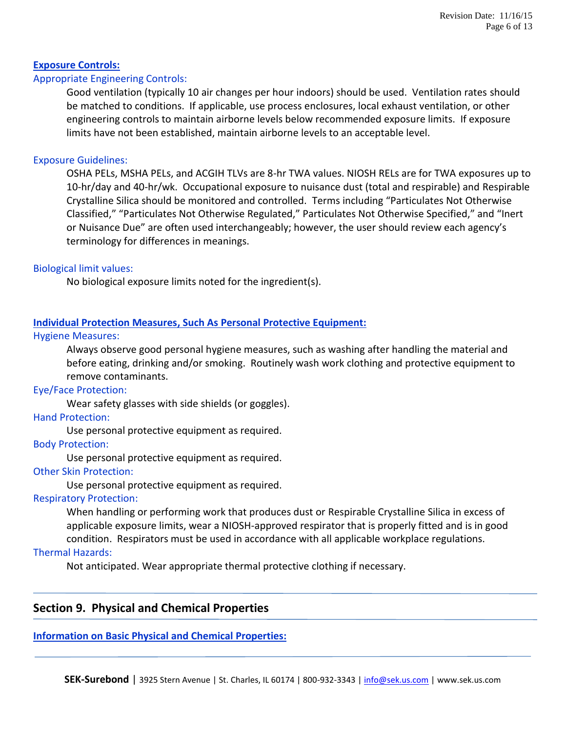**Exposure Controls:**

Appropriate Engineering Controls:

Good ventilation (typically 10 air changes per hour indoors) should be used. Ventilation rates should be matched to conditions. If applicable, use process enclosures, local exhaust ventilation, or other engineering controls to maintain airborne levels below recommended exposure limits. If exposure limits have not been established, maintain airborne levels to an acceptable level.

Exposure Guidelines:

OSHA PELs, MSHA PELs, and ACGIH TLVs are 8-hr TWA values. NIOSH RELs are for TWA exposures up to 10-hr/day and 40-hr/wk. Occupational exposure to nuisance dust (total and respirable) and Respirable Crystalline Silica should be monitored and controlled. Terms including "Particulates Not Otherwise Classified," "Particulates Not Otherwise Regulated," Particulates Not Otherwise Specified," and "Inert or Nuisance Due" are often used interchangeably; however, the user should review each agency's terminology for differences in meanings.

Biological limit values:

No biological exposure limits noted for the ingredient(s).

**Individual Protection Measures, Such As Personal Protective Equipment:**

Hygiene Measures:

Always observe good personal hygiene measures, such as washing after handling the material and before eating, drinking and/or smoking. Routinely wash work clothing and protective equipment to remove contaminants.

Eye/Face Protection:

Wear safety glasses with side shields (or goggles).

Hand Protection:

Use personal protective equipment as required.

Body Protection:

Use personal protective equipment as required.

Other Skin Protection:

Use personal protective equipment as required.

Respiratory Protection:

When handling or performing work that produces dust or Respirable Crystalline Silica in excess of applicable exposure limits, wear a NIOSH-approved respirator that is properly fitted and is in good condition. Respirators must be used in accordance with all applicable workplace regulations.

Thermal Hazards:

Not anticipated. Wear appropriate thermal protective clothing if necessary.

## Section 9. Physical and Chemical Properties

**Information on Basic Physical and Chemical Properties:**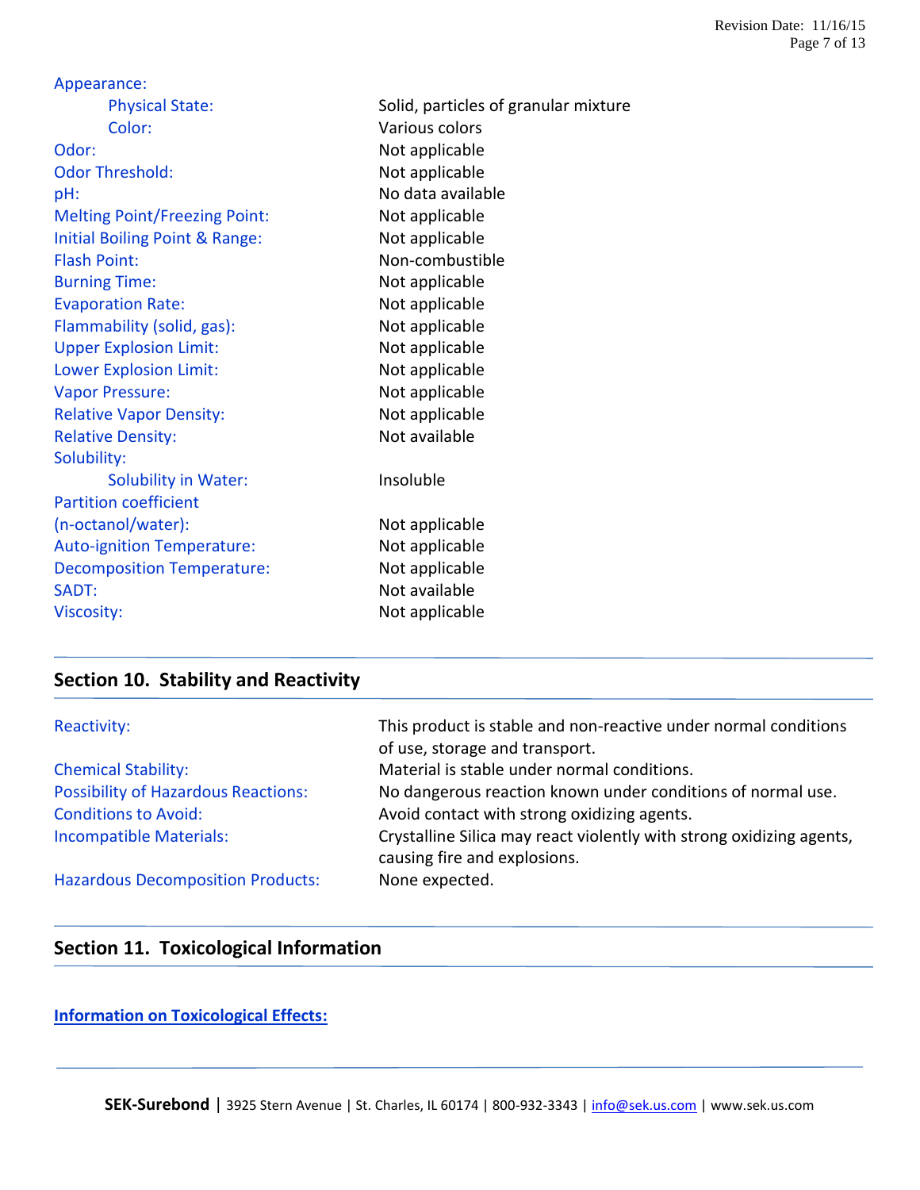| Property | Value |
| --- | --- |
| Appearance: | |
| Physical State: | Solid, particles of granular mixture |
| Color: | Various colors |
| Odor: | Not applicable |
| Odor Threshold: | Not applicable |
| pH: | No data available |
| Melting Point/Freezing Point: | Not applicable |
| Initial Boiling Point & Range: | Not applicable |
| Flash Point: | Non-combustible |
| Burning Time: | Not applicable |
| Evaporation Rate: | Not applicable |
| Flammability (solid, gas): | Not applicable |
| Upper Explosion Limit: | Not applicable |
| Lower Explosion Limit: | Not applicable |
| Vapor Pressure: | Not applicable |
| Relative Vapor Density: | Not applicable |
| Relative Density: | Not available |
| Solubility: | |
| Solubility in Water: | Insoluble |
| Partition coefficient (n-octanol/water): | Not applicable |
| Auto-ignition Temperature: | Not applicable |
| Decomposition Temperature: | Not applicable |
| SADT: | Not available |
| Viscosity: | Not applicable |

## Section 10. Stability and Reactivity

| Property | Value |
| --- | --- |
| Reactivity: | This product is stable and non-reactive under normal conditions of use, storage and transport. |
| Chemical Stability: | Material is stable under normal conditions. |
| Possibility of Hazardous Reactions: | No dangerous reaction known under conditions of normal use. |
| Conditions to Avoid: | Avoid contact with strong oxidizing agents. |
| Incompatible Materials: | Crystalline Silica may react violently with strong oxidizing agents, causing fire and explosions. |
| Hazardous Decomposition Products: | None expected. |

## Section 11. Toxicological Information

**Information on Toxicological Effects:**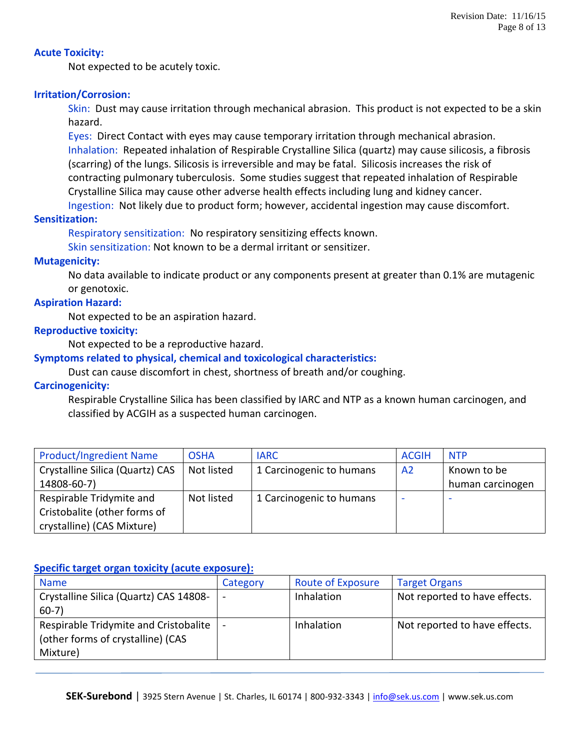### Acute Toxicity:

Not expected to be acutely toxic.

### Irritation/Corrosion:

Skin: Dust may cause irritation through mechanical abrasion. This product is not expected to be a skin hazard.

Eyes: Direct Contact with eyes may cause temporary irritation through mechanical abrasion.

Inhalation: Repeated inhalation of Respirable Crystalline Silica (quartz) may cause silicosis, a fibrosis (scarring) of the lungs. Silicosis is irreversible and may be fatal. Silicosis increases the risk of contracting pulmonary tuberculosis. Some studies suggest that repeated inhalation of Respirable Crystalline Silica may cause other adverse health effects including lung and kidney cancer.

Ingestion: Not likely due to product form; however, accidental ingestion may cause discomfort.

### Sensitization:

Respiratory sensitization: No respiratory sensitizing effects known.

Skin sensitization: Not known to be a dermal irritant or sensitizer.

### Mutagenicity:

No data available to indicate product or any components present at greater than 0.1% are mutagenic or genotoxic.

### Aspiration Hazard:

Not expected to be an aspiration hazard.

### Reproductive toxicity:

Not expected to be a reproductive hazard.

### Symptoms related to physical, chemical and toxicological characteristics:

Dust can cause discomfort in chest, shortness of breath and/or coughing.

### Carcinogenicity:

Respirable Crystalline Silica has been classified by IARC and NTP as a known human carcinogen, and classified by ACGIH as a suspected human carcinogen.

| Product/Ingredient Name | OSHA | IARC | ACGIH | NTP |
|---|---|---|---|---|
| Crystalline Silica (Quartz) CAS 14808-60-7) | Not listed | 1 Carcinogenic to humans | A2 | Known to be human carcinogen |
| Respirable Tridymite and Cristobalite (other forms of crystalline) (CAS Mixture) | Not listed | 1 Carcinogenic to humans | - | - |

### Specific target organ toxicity (acute exposure):

| Name | Category | Route of Exposure | Target Organs |
|---|---|---|---|
| Crystalline Silica (Quartz) CAS 14808-60-7) | - | Inhalation | Not reported to have effects. |
| Respirable Tridymite and Cristobalite (other forms of crystalline) (CAS Mixture) | - | Inhalation | Not reported to have effects. |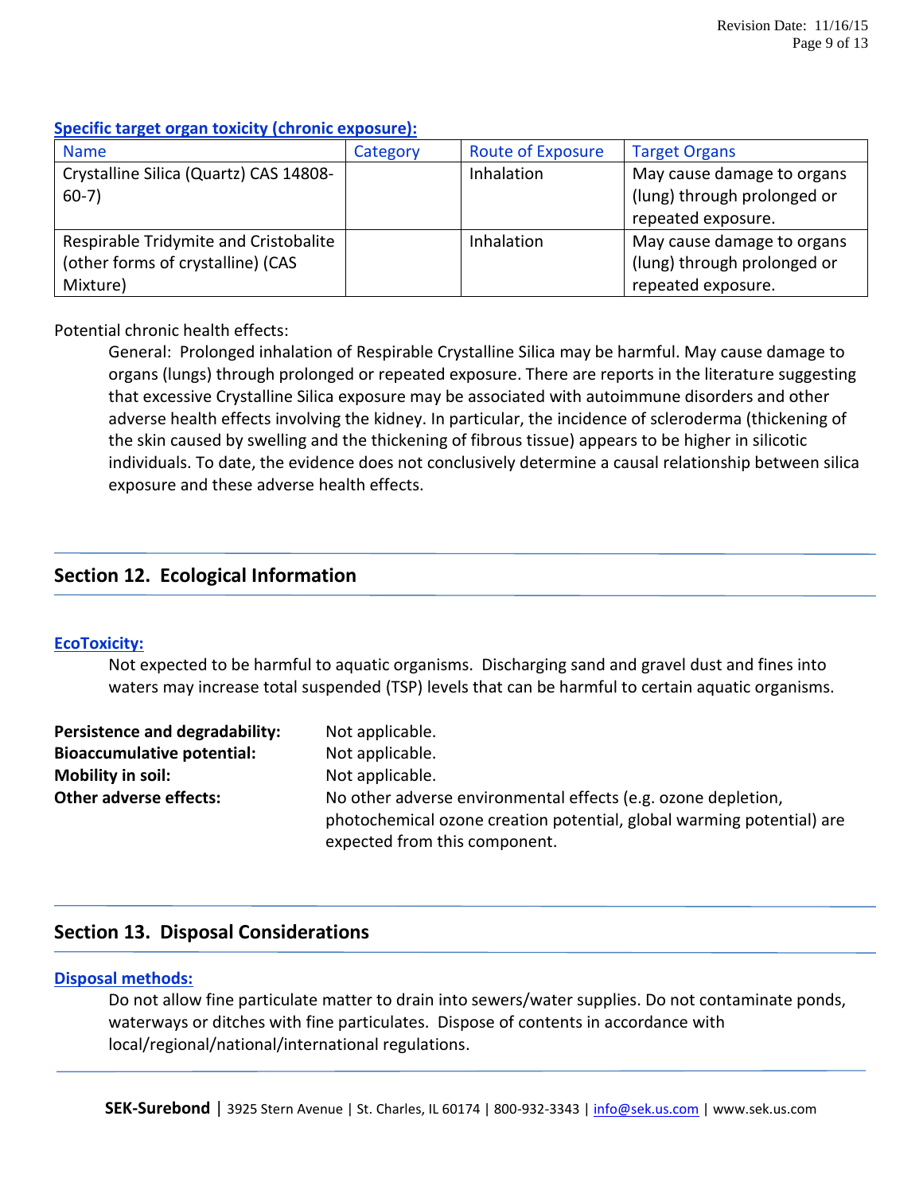**Specific target organ toxicity (chronic exposure):**

| Name | Category | Route of Exposure | Target Organs |
|---|---|---|---|
| Crystalline Silica (Quartz) CAS 14808-60-7) | | Inhalation | May cause damage to organs (lung) through prolonged or repeated exposure. |
| Respirable Tridymite and Cristobalite (other forms of crystalline) (CAS Mixture) | | Inhalation | May cause damage to organs (lung) through prolonged or repeated exposure. |

Potential chronic health effects:

General: Prolonged inhalation of Respirable Crystalline Silica may be harmful. May cause damage to organs (lungs) through prolonged or repeated exposure. There are reports in the literature suggesting that excessive Crystalline Silica exposure may be associated with autoimmune disorders and other adverse health effects involving the kidney. In particular, the incidence of scleroderma (thickening of the skin caused by swelling and the thickening of fibrous tissue) appears to be higher in silicotic individuals. To date, the evidence does not conclusively determine a causal relationship between silica exposure and these adverse health effects.

## Section 12. Ecological Information

**EcoToxicity:**

Not expected to be harmful to aquatic organisms. Discharging sand and gravel dust and fines into waters may increase total suspended (TSP) levels that can be harmful to certain aquatic organisms.

**Persistence and degradability:** Not applicable.

**Bioaccumulative potential:** Not applicable.

**Mobility in soil:** Not applicable.

**Other adverse effects:** No other adverse environmental effects (e.g. ozone depletion, photochemical ozone creation potential, global warming potential) are expected from this component.

## Section 13. Disposal Considerations

**Disposal methods:**

Do not allow fine particulate matter to drain into sewers/water supplies. Do not contaminate ponds, waterways or ditches with fine particulates. Dispose of contents in accordance with local/regional/national/international regulations.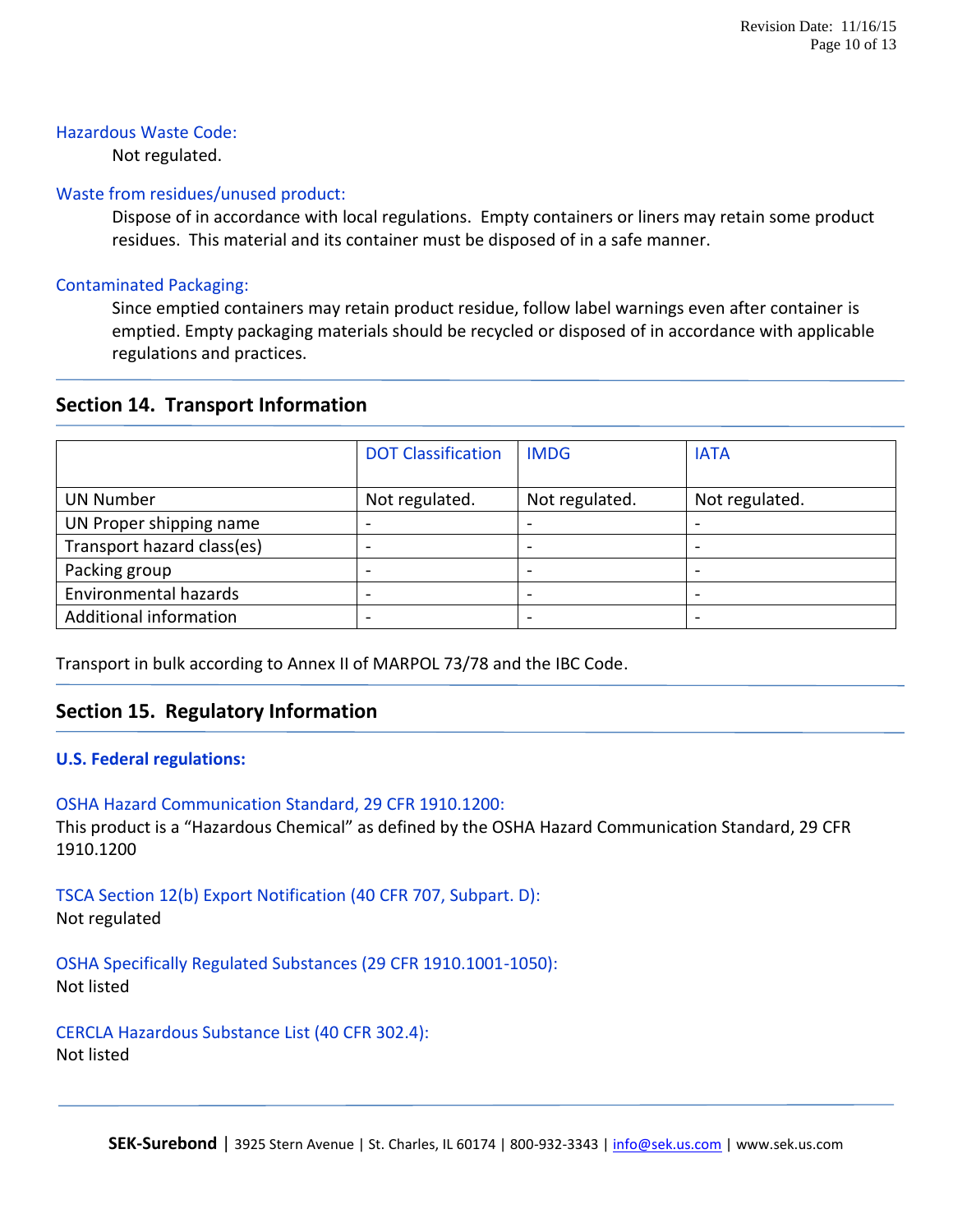### Hazardous Waste Code:

Not regulated.

### Waste from residues/unused product:

Dispose of in accordance with local regulations. Empty containers or liners may retain some product residues. This material and its container must be disposed of in a safe manner.

### Contaminated Packaging:

Since emptied containers may retain product residue, follow label warnings even after container is emptied. Empty packaging materials should be recycled or disposed of in accordance with applicable regulations and practices.

## Section 14. Transport Information

| | DOT Classification | IMDG | IATA |
|---|---|---|---|
| UN Number | Not regulated. | Not regulated. | Not regulated. |
| UN Proper shipping name | - | - | - |
| Transport hazard class(es) | - | - | - |
| Packing group | - | - | - |
| Environmental hazards | - | - | - |
| Additional information | - | - | - |

Transport in bulk according to Annex II of MARPOL 73/78 and the IBC Code.

## Section 15. Regulatory Information

### U.S. Federal regulations:

**OSHA Hazard Communication Standard, 29 CFR 1910.1200:**
This product is a "Hazardous Chemical" as defined by the OSHA Hazard Communication Standard, 29 CFR 1910.1200

**TSCA Section 12(b) Export Notification (40 CFR 707, Subpart. D):**
Not regulated

**OSHA Specifically Regulated Substances (29 CFR 1910.1001-1050):**
Not listed

**CERCLA Hazardous Substance List (40 CFR 302.4):**
Not listed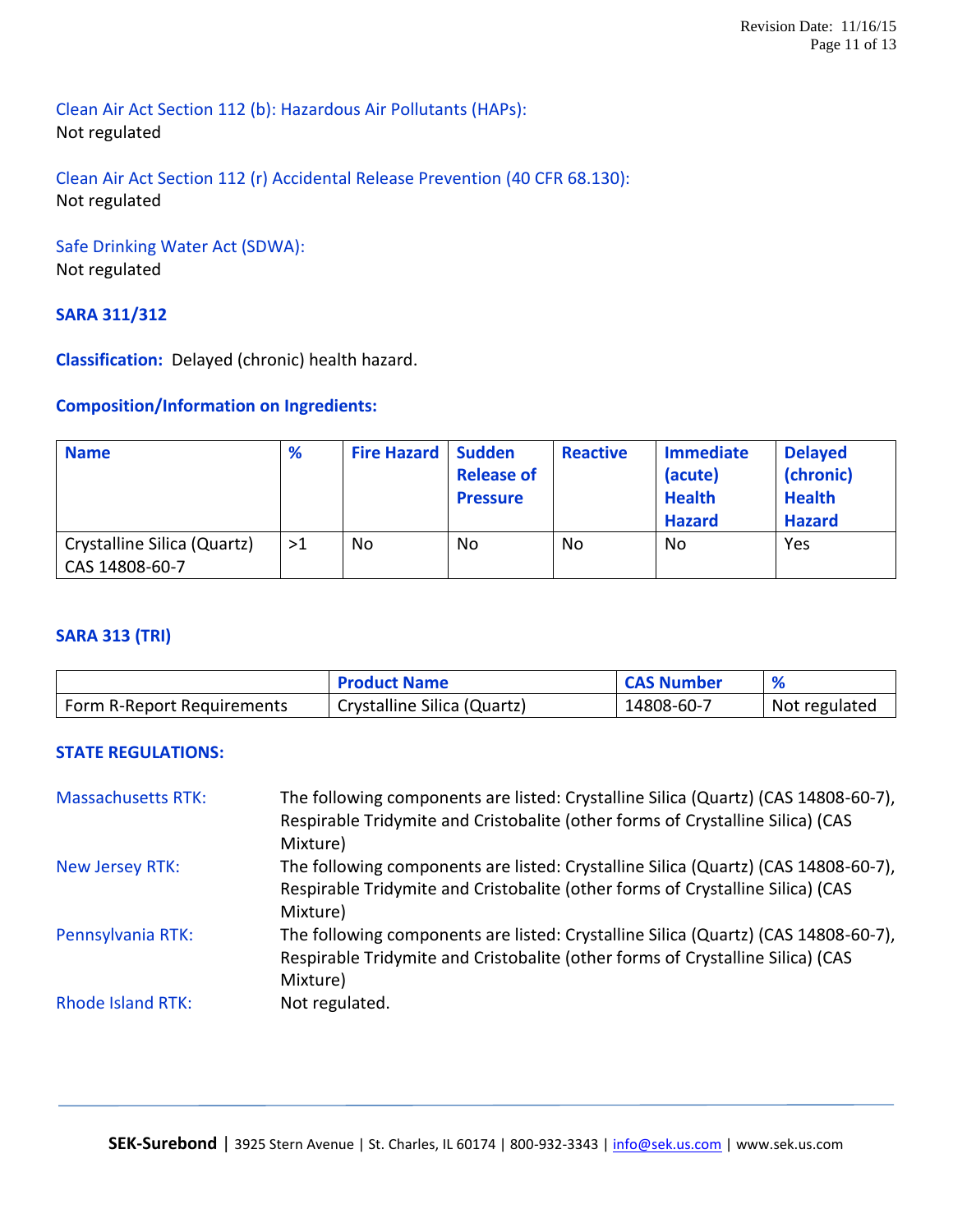Clean Air Act Section 112 (b): Hazardous Air Pollutants (HAPs):
Not regulated

Clean Air Act Section 112 (r) Accidental Release Prevention (40 CFR 68.130):
Not regulated

Safe Drinking Water Act (SDWA):
Not regulated

### SARA 311/312

**Classification:** Delayed (chronic) health hazard.

**Composition/Information on Ingredients:**

| Name | % | Fire Hazard | Sudden Release of Pressure | Reactive | Immediate (acute) Health Hazard | Delayed (chronic) Health Hazard |
|---|---|---|---|---|---|---|
| Crystalline Silica (Quartz) CAS 14808-60-7 | >1 | No | No | No | No | Yes |

### SARA 313 (TRI)

| | Product Name | CAS Number | % |
|---|---|---|---|
| Form R-Report Requirements | Crystalline Silica (Quartz) | 14808-60-7 | Not regulated |

### STATE REGULATIONS:

Massachusetts RTK: The following components are listed: Crystalline Silica (Quartz) (CAS 14808-60-7), Respirable Tridymite and Cristobalite (other forms of Crystalline Silica) (CAS Mixture)

New Jersey RTK: The following components are listed: Crystalline Silica (Quartz) (CAS 14808-60-7), Respirable Tridymite and Cristobalite (other forms of Crystalline Silica) (CAS Mixture)

Pennsylvania RTK: The following components are listed: Crystalline Silica (Quartz) (CAS 14808-60-7), Respirable Tridymite and Cristobalite (other forms of Crystalline Silica) (CAS Mixture)

Rhode Island RTK: Not regulated.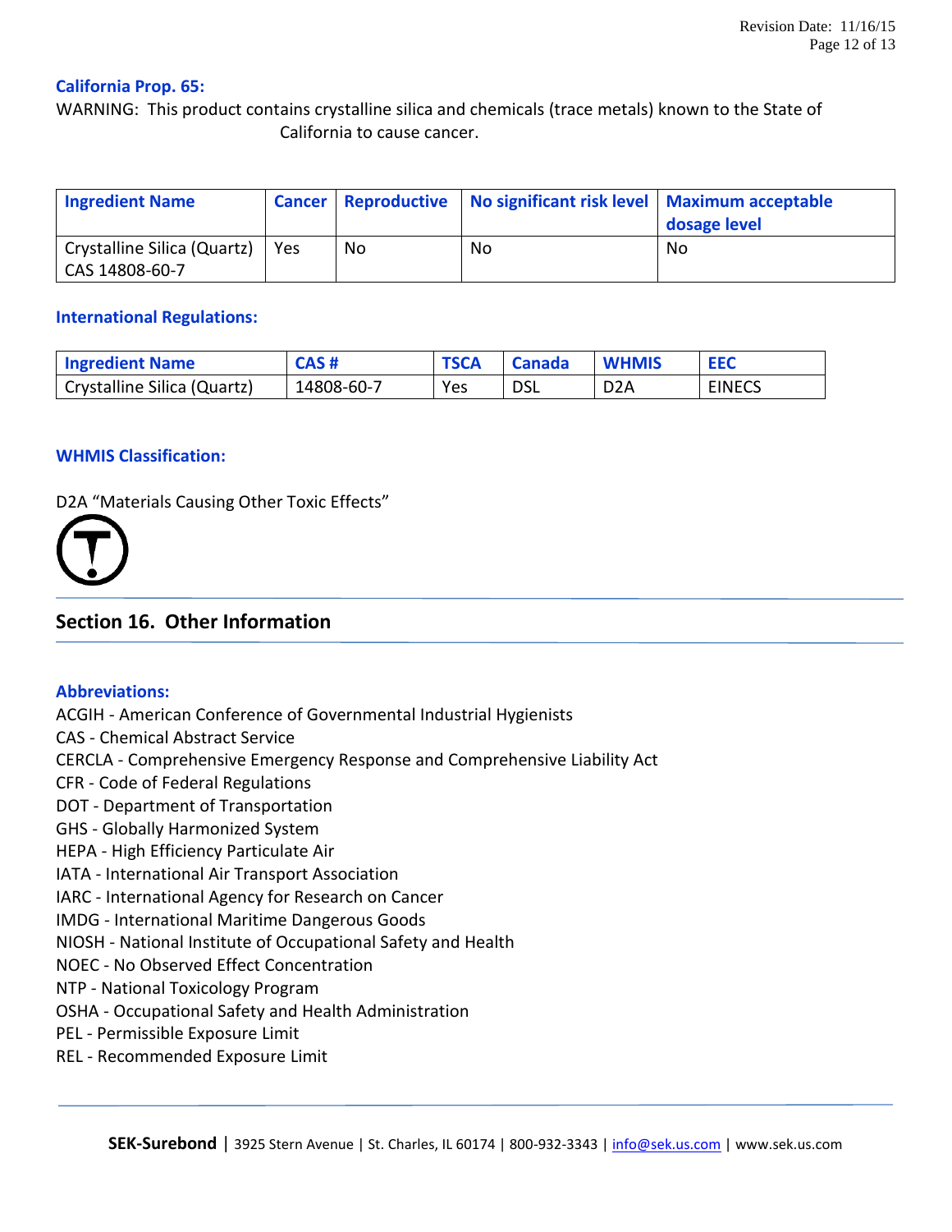**California Prop. 65:**

WARNING: This product contains crystalline silica and chemicals (trace metals) known to the State of California to cause cancer.

| Ingredient Name | Cancer | Reproductive | No significant risk level | Maximum acceptable dosage level |
|---|---|---|---|---|
| Crystalline Silica (Quartz) CAS 14808-60-7 | Yes | No | No | No |

**International Regulations:**

| Ingredient Name | CAS # | TSCA | Canada | WHMIS | EEC |
|---|---|---|---|---|---|
| Crystalline Silica (Quartz) | 14808-60-7 | Yes | DSL | D2A | EINECS |

**WHMIS Classification:**

D2A "Materials Causing Other Toxic Effects"

## Section 16. Other Information

**Abbreviations:**

ACGIH - American Conference of Governmental Industrial Hygienists
CAS - Chemical Abstract Service
CERCLA - Comprehensive Emergency Response and Comprehensive Liability Act
CFR - Code of Federal Regulations
DOT - Department of Transportation
GHS - Globally Harmonized System
HEPA - High Efficiency Particulate Air
IATA - International Air Transport Association
IARC - International Agency for Research on Cancer
IMDG - International Maritime Dangerous Goods
NIOSH - National Institute of Occupational Safety and Health
NOEC - No Observed Effect Concentration
NTP - National Toxicology Program
OSHA - Occupational Safety and Health Administration
PEL - Permissible Exposure Limit
REL - Recommended Exposure Limit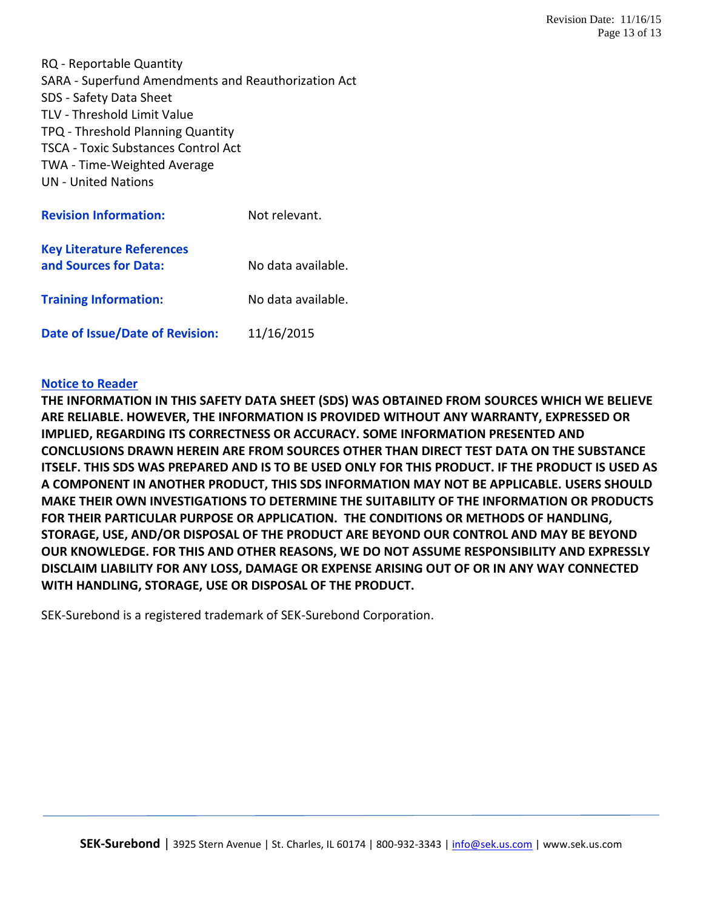RQ - Reportable Quantity
SARA - Superfund Amendments and Reauthorization Act
SDS - Safety Data Sheet
TLV - Threshold Limit Value
TPQ - Threshold Planning Quantity
TSCA - Toxic Substances Control Act
TWA - Time-Weighted Average
UN - United Nations

**Revision Information:** Not relevant.

**Key Literature References and Sources for Data:** No data available.

**Training Information:** No data available.

**Date of Issue/Date of Revision:** 11/16/2015

**Notice to Reader**

**THE INFORMATION IN THIS SAFETY DATA SHEET (SDS) WAS OBTAINED FROM SOURCES WHICH WE BELIEVE ARE RELIABLE. HOWEVER, THE INFORMATION IS PROVIDED WITHOUT ANY WARRANTY, EXPRESSED OR IMPLIED, REGARDING ITS CORRECTNESS OR ACCURACY. SOME INFORMATION PRESENTED AND CONCLUSIONS DRAWN HEREIN ARE FROM SOURCES OTHER THAN DIRECT TEST DATA ON THE SUBSTANCE ITSELF. THIS SDS WAS PREPARED AND IS TO BE USED ONLY FOR THIS PRODUCT. IF THE PRODUCT IS USED AS A COMPONENT IN ANOTHER PRODUCT, THIS SDS INFORMATION MAY NOT BE APPLICABLE. USERS SHOULD MAKE THEIR OWN INVESTIGATIONS TO DETERMINE THE SUITABILITY OF THE INFORMATION OR PRODUCTS FOR THEIR PARTICULAR PURPOSE OR APPLICATION. THE CONDITIONS OR METHODS OF HANDLING, STORAGE, USE, AND/OR DISPOSAL OF THE PRODUCT ARE BEYOND OUR CONTROL AND MAY BE BEYOND OUR KNOWLEDGE. FOR THIS AND OTHER REASONS, WE DO NOT ASSUME RESPONSIBILITY AND EXPRESSLY DISCLAIM LIABILITY FOR ANY LOSS, DAMAGE OR EXPENSE ARISING OUT OF OR IN ANY WAY CONNECTED WITH HANDLING, STORAGE, USE OR DISPOSAL OF THE PRODUCT.**

SEK-Surebond is a registered trademark of SEK-Surebond Corporation.